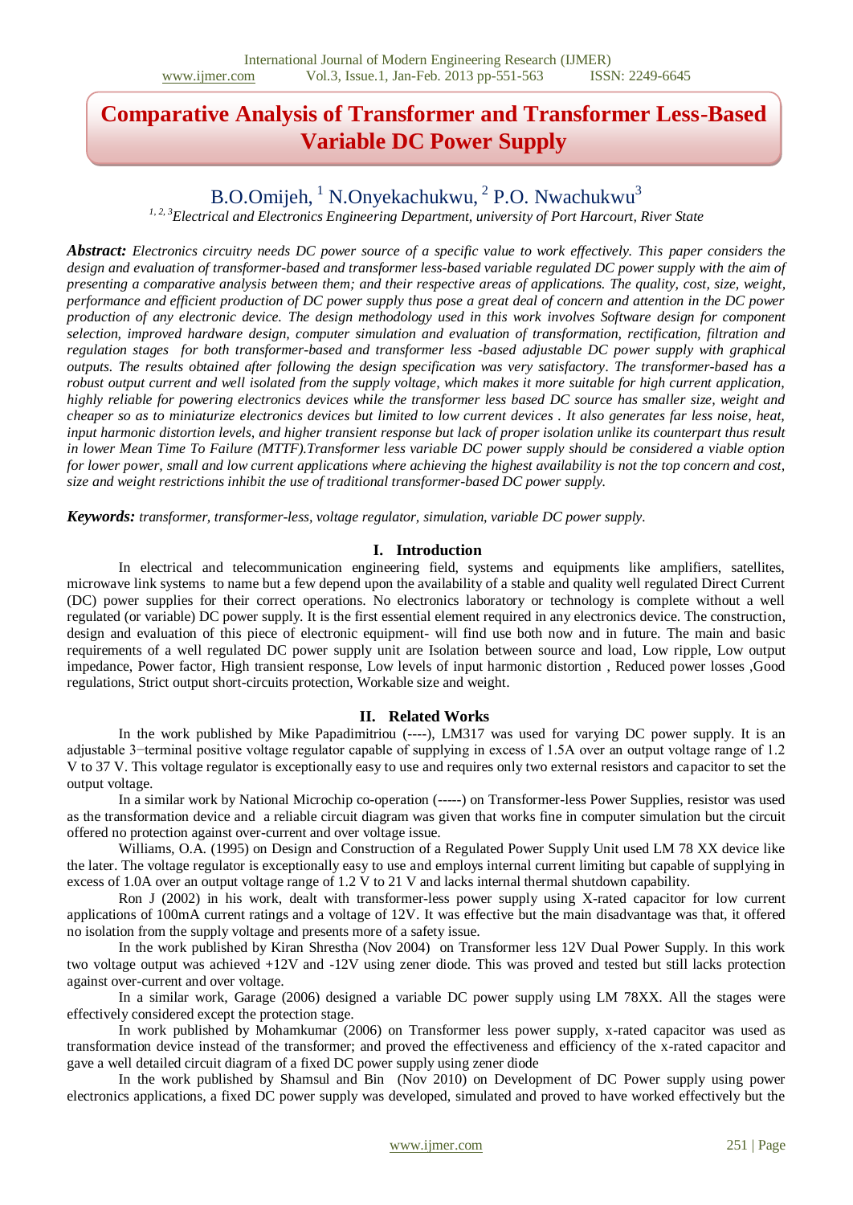# Comparative Analysis of Transformer and Transformer Less-Based Variable DC Power Supply

B.O.Omijeh, [1] N.Onyekachukwu, [2] P.O. Nwachukwu[3]

[1, 2, 3] *Electrical and Electronics Engineering Department, university of Port Harcourt, River State*

***Abstract:*** *Electronics circuitry needs DC power source of a specific value to work effectively. This paper considers the design and evaluation of transformer-based and transformer less-based variable regulated DC power supply with the aim of presenting a comparative analysis between them; and their respective areas of applications. The quality, cost, size, weight, performance and efficient production of DC power supply thus pose a great deal of concern and attention in the DC power production of any electronic device. The design methodology used in this work involves Software design for component selection, improved hardware design, computer simulation and evaluation of transformation, rectification, filtration and regulation stages for both transformer-based and transformer less -based adjustable DC power supply with graphical outputs. The results obtained after following the design specification was very satisfactory. The transformer-based has a robust output current and well isolated from the supply voltage, which makes it more suitable for high current application, highly reliable for powering electronics devices while the transformer less based DC source has smaller size, weight and cheaper so as to miniaturize electronics devices but limited to low current devices . It also generates far less noise, heat, input harmonic distortion levels, and higher transient response but lack of proper isolation unlike its counterpart thus result in lower Mean Time To Failure (MTTF).Transformer less variable DC power supply should be considered a viable option for lower power, small and low current applications where achieving the highest availability is not the top concern and cost, size and weight restrictions inhibit the use of traditional transformer-based DC power supply.*

***Keywords:*** *transformer, transformer-less, voltage regulator, simulation, variable DC power supply.*

## I. Introduction

In electrical and telecommunication engineering field, systems and equipments like amplifiers, satellites, microwave link systems to name but a few depend upon the availability of a stable and quality well regulated Direct Current (DC) power supplies for their correct operations. No electronics laboratory or technology is complete without a well regulated (or variable) DC power supply. It is the first essential element required in any electronics device. The construction, design and evaluation of this piece of electronic equipment- will find use both now and in future. The main and basic requirements of a well regulated DC power supply unit are Isolation between source and load, Low ripple, Low output impedance, Power factor, High transient response, Low levels of input harmonic distortion , Reduced power losses ,Good regulations, Strict output short-circuits protection, Workable size and weight.

## II. Related Works

In the work published by Mike Papadimitriou (----), LM317 was used for varying DC power supply. It is an adjustable 3−terminal positive voltage regulator capable of supplying in excess of 1.5A over an output voltage range of 1.2 V to 37 V. This voltage regulator is exceptionally easy to use and requires only two external resistors and capacitor to set the output voltage.

In a similar work by National Microchip co-operation (-----) on Transformer-less Power Supplies, resistor was used as the transformation device and a reliable circuit diagram was given that works fine in computer simulation but the circuit offered no protection against over-current and over voltage issue.

Williams, O.A. (1995) on Design and Construction of a Regulated Power Supply Unit used LM 78 XX device like the later. The voltage regulator is exceptionally easy to use and employs internal current limiting but capable of supplying in excess of 1.0A over an output voltage range of 1.2 V to 21 V and lacks internal thermal shutdown capability.

Ron J (2002) in his work, dealt with transformer-less power supply using X-rated capacitor for low current applications of 100mA current ratings and a voltage of 12V. It was effective but the main disadvantage was that, it offered no isolation from the supply voltage and presents more of a safety issue.

In the work published by Kiran Shrestha (Nov 2004) on Transformer less 12V Dual Power Supply. In this work two voltage output was achieved +12V and -12V using zener diode. This was proved and tested but still lacks protection against over-current and over voltage.

In a similar work, Garage (2006) designed a variable DC power supply using LM 78XX. All the stages were effectively considered except the protection stage.

In work published by Mohamkumar (2006) on Transformer less power supply, x-rated capacitor was used as transformation device instead of the transformer; and proved the effectiveness and efficiency of the x-rated capacitor and gave a well detailed circuit diagram of a fixed DC power supply using zener diode

In the work published by Shamsul and Bin (Nov 2010) on Development of DC Power supply using power electronics applications, a fixed DC power supply was developed, simulated and proved to have worked effectively but the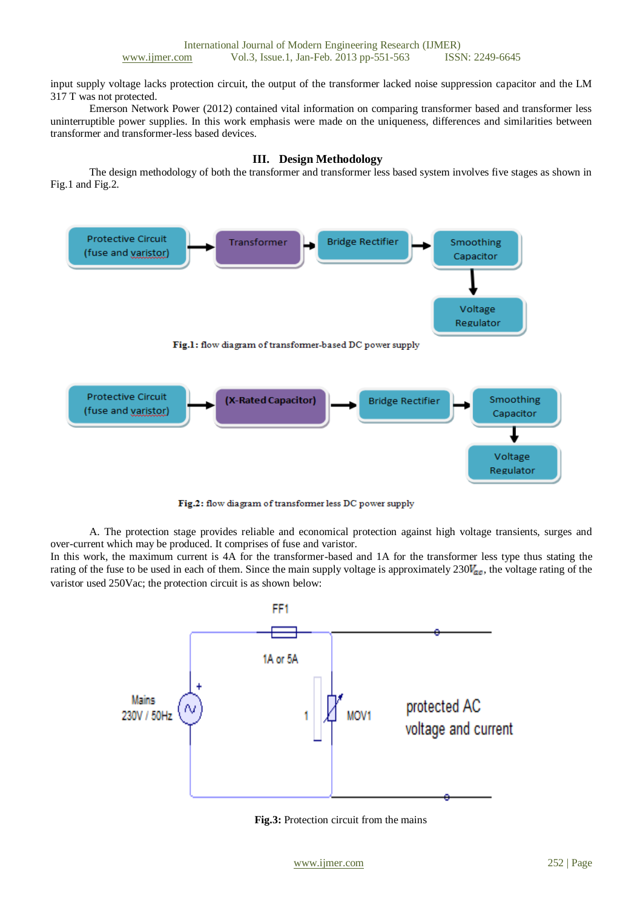input supply voltage lacks protection circuit, the output of the transformer lacked noise suppression capacitor and the LM 317 T was not protected.

Emerson Network Power (2012) contained vital information on comparing transformer based and transformer less uninterruptible power supplies. In this work emphasis were made on the uniqueness, differences and similarities between transformer and transformer-less based devices.

## III. Design Methodology

The design methodology of both the transformer and transformer less based system involves five stages as shown in Fig.1 and Fig.2.

Protective Circuit (fuse and varistor) → Transformer → Bridge Rectifier → Smoothing Capacitor → Voltage Regulator

**Fig.1:** flow diagram of transformer-based DC power supply

Protective Circuit (fuse and varistor) → (X-Rated Capacitor) → Bridge Rectifier → Smoothing Capacitor → Voltage Regulator

**Fig.2:** flow diagram of transformer less DC power supply

A. The protection stage provides reliable and economical protection against high voltage transients, surges and over-current which may be produced. It comprises of fuse and varistor.

In this work, the maximum current is 4A for the transformer-based and 1A for the transformer less type thus stating the rating of the fuse to be used in each of them. Since the main supply voltage is approximately 230$V_{ac}$, the voltage rating of the varistor used 250Vac; the protection circuit is as shown below:

FF1 1A or 5A; Mains 230V / 50Hz; MOV1; protected AC voltage and current

**Fig.3:** Protection circuit from the mains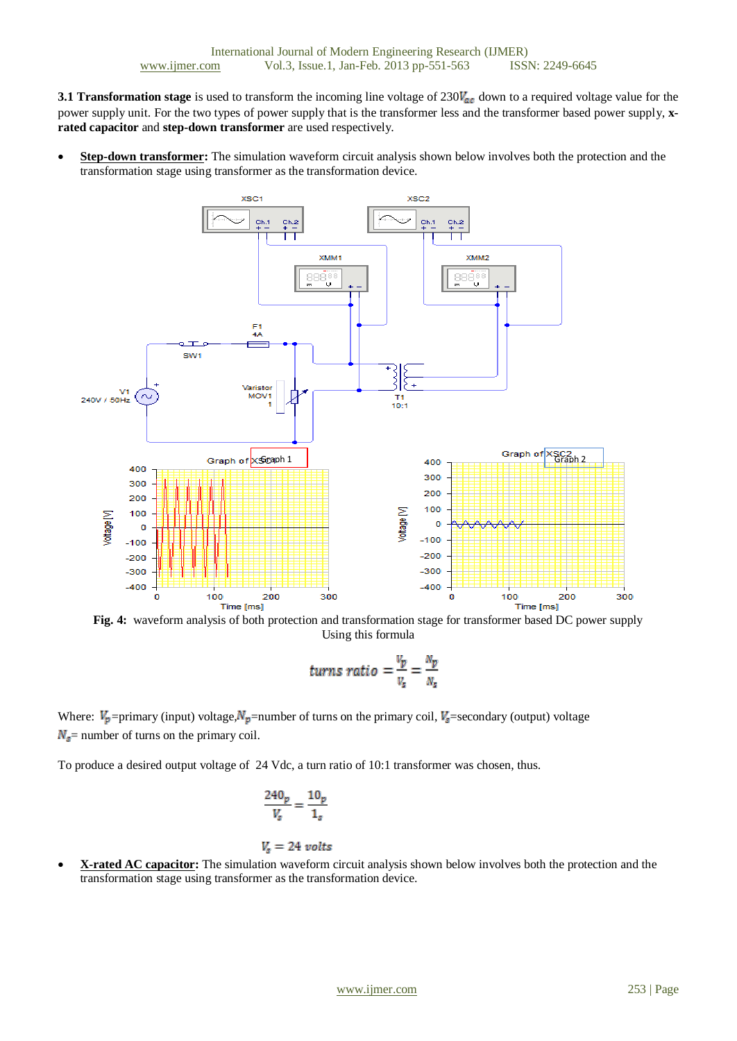**3.1 Transformation stage** is used to transform the incoming line voltage of 230$V_{ac}$ down to a required voltage value for the power supply unit. For the two types of power supply that is the transformer less and the transformer based power supply, **x-rated capacitor** and **step-down transformer** are used respectively.

- **Step-down transformer:** The simulation waveform circuit analysis shown below involves both the protection and the transformation stage using transformer as the transformation device.

**Fig. 4:** waveform analysis of both protection and transformation stage for transformer based DC power supply

Using this formula

$$turns\ ratio = \frac{V_p}{V_s} = \frac{N_p}{N_s}$$

Where: $V_p$=primary (input) voltage,$N_p$=number of turns on the primary coil, $V_s$=secondary (output) voltage $N_s$= number of turns on the primary coil.

To produce a desired output voltage of 24 Vdc, a turn ratio of 10:1 transformer was chosen, thus.

$$\frac{240_p}{V_s} = \frac{10_p}{1_s}$$

$$V_s = 24\ volts$$

- **X-rated AC capacitor:** The simulation waveform circuit analysis shown below involves both the protection and the transformation stage using transformer as the transformation device.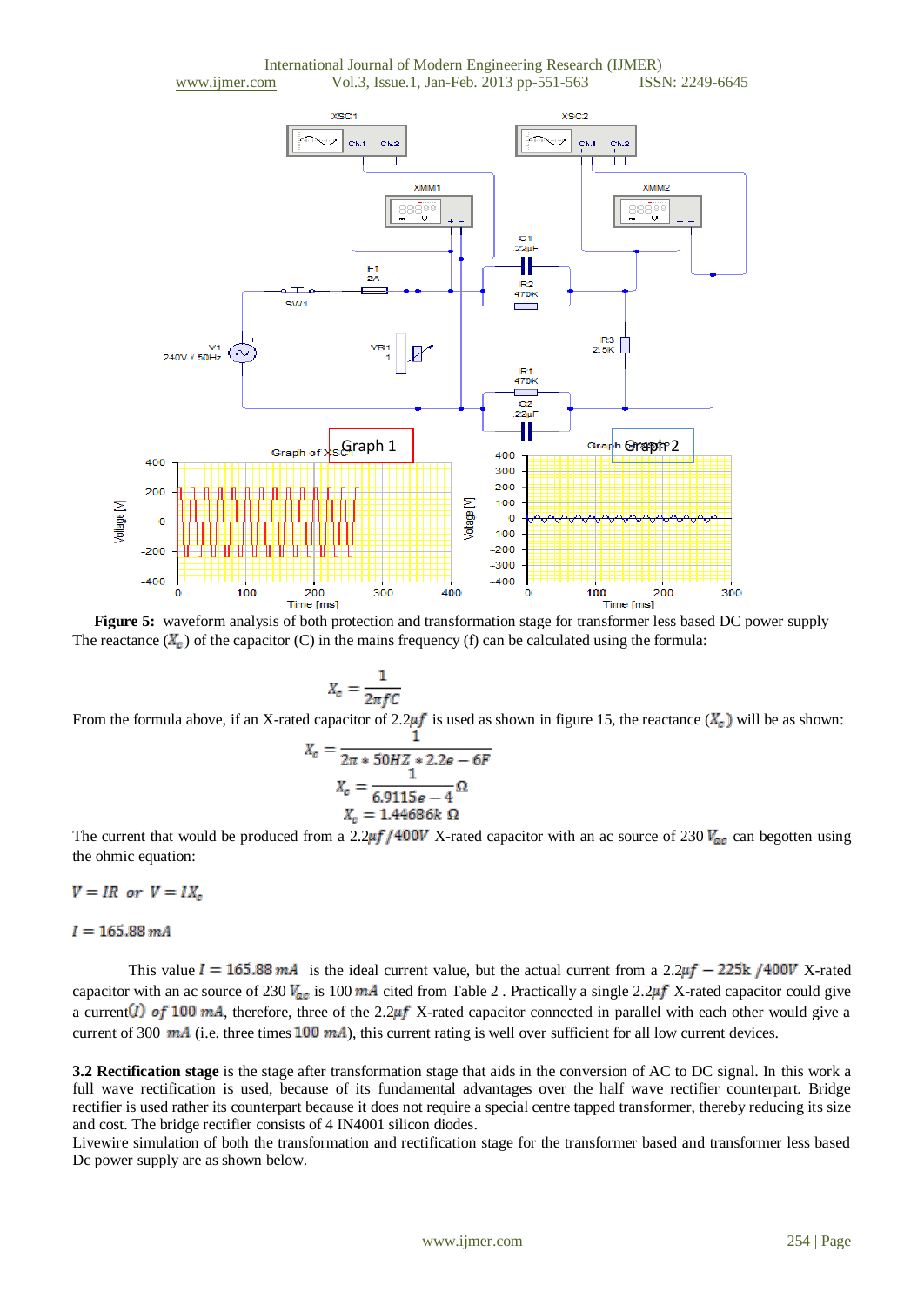**Figure 5:** waveform analysis of both protection and transformation stage for transformer less based DC power supply

The reactance ($X_c$) of the capacitor (C) in the mains frequency (f) can be calculated using the formula:

$$X_c = \frac{1}{2\pi fC}$$

From the formula above, if an X-rated capacitor of 2.2$\mu f$ is used as shown in figure 15, the reactance ($X_c$) will be as shown:

$$X_c = \frac{1}{2\pi * 50HZ * 2.2e-6F}$$

$$X_c = \frac{1}{6.9115e-4}\Omega$$

$$X_c = 1.44686k\ \Omega$$

The current that would be produced from a 2.2$\mu f$ /400$V$ X-rated capacitor with an ac source of 230 $V_{ac}$ can begotten using the ohmic equation:

$V = IR$ or $V = IX_c$

$I = 165.88\ mA$

This value $I = 165.88\ mA$ is the ideal current value, but the actual current from a 2.2$\mu f - 225k$ /400$V$ X-rated capacitor with an ac source of 230 $V_{ac}$ is 100 $mA$ cited from Table 2 . Practically a single 2.2$\mu f$ X-rated capacitor could give a current$(I)$ of 100 $mA$, therefore, three of the 2.2$\mu f$ X-rated capacitor connected in parallel with each other would give a current of 300 $mA$ (i.e. three times 100 $mA$), this current rating is well over sufficient for all low current devices.

**3.2 Rectification stage** is the stage after transformation stage that aids in the conversion of AC to DC signal. In this work a full wave rectification is used, because of its fundamental advantages over the half wave rectifier counterpart. Bridge rectifier is used rather its counterpart because it does not require a special centre tapped transformer, thereby reducing its size and cost. The bridge rectifier consists of 4 IN4001 silicon diodes.

Livewire simulation of both the transformation and rectification stage for the transformer based and transformer less based Dc power supply are as shown below.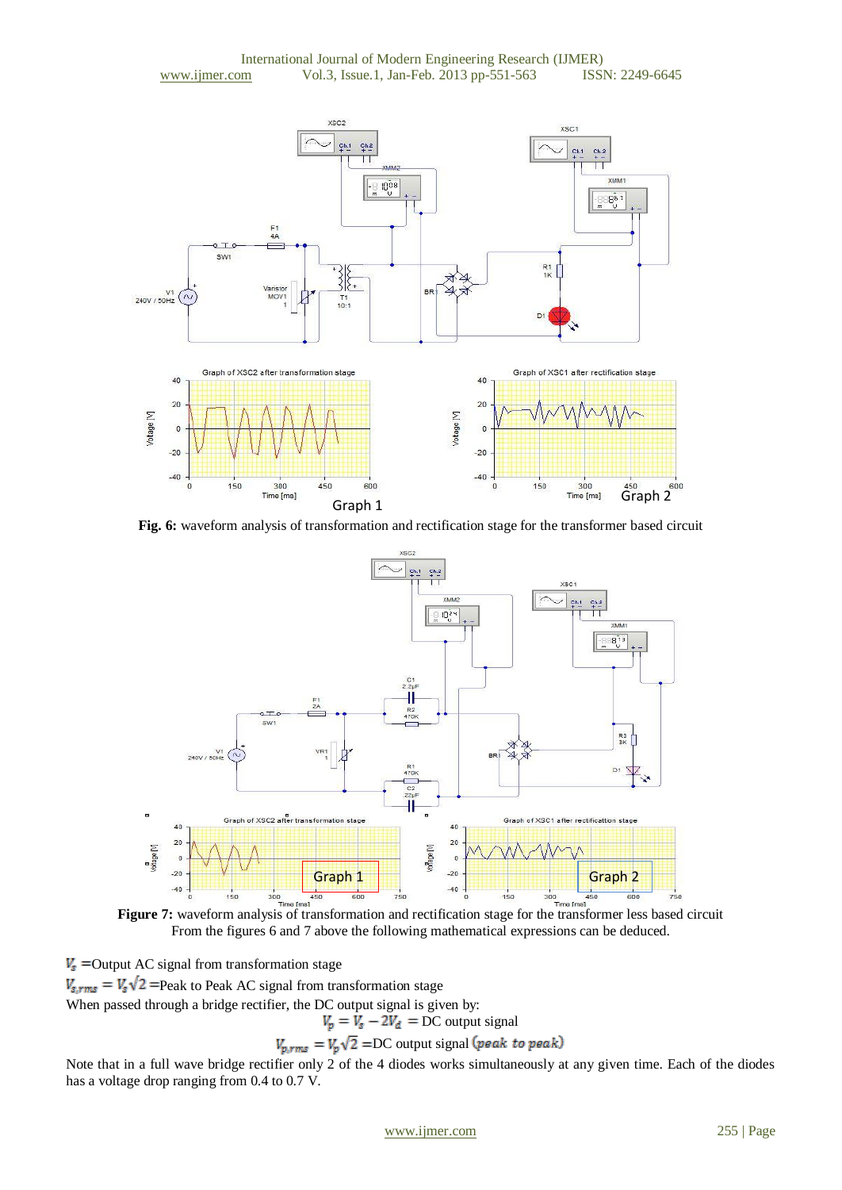**Fig. 6:** waveform analysis of transformation and rectification stage for the transformer based circuit

**Figure 7:** waveform analysis of transformation and rectification stage for the transformer less based circuit

From the figures 6 and 7 above the following mathematical expressions can be deduced.

$V_s$ =Output AC signal from transformation stage

$V_{s,rms} = V_s\sqrt{2}$ =Peak to Peak AC signal from transformation stage

When passed through a bridge rectifier, the DC output signal is given by:

$$V_p = V_s - 2V_d = \text{DC output signal}$$

$$V_{p,rms} = V_p\sqrt{2} = \text{DC output signal } (peak\ to\ peak)$$

Note that in a full wave bridge rectifier only 2 of the 4 diodes works simultaneously at any given time. Each of the diodes has a voltage drop ranging from 0.4 to 0.7 V.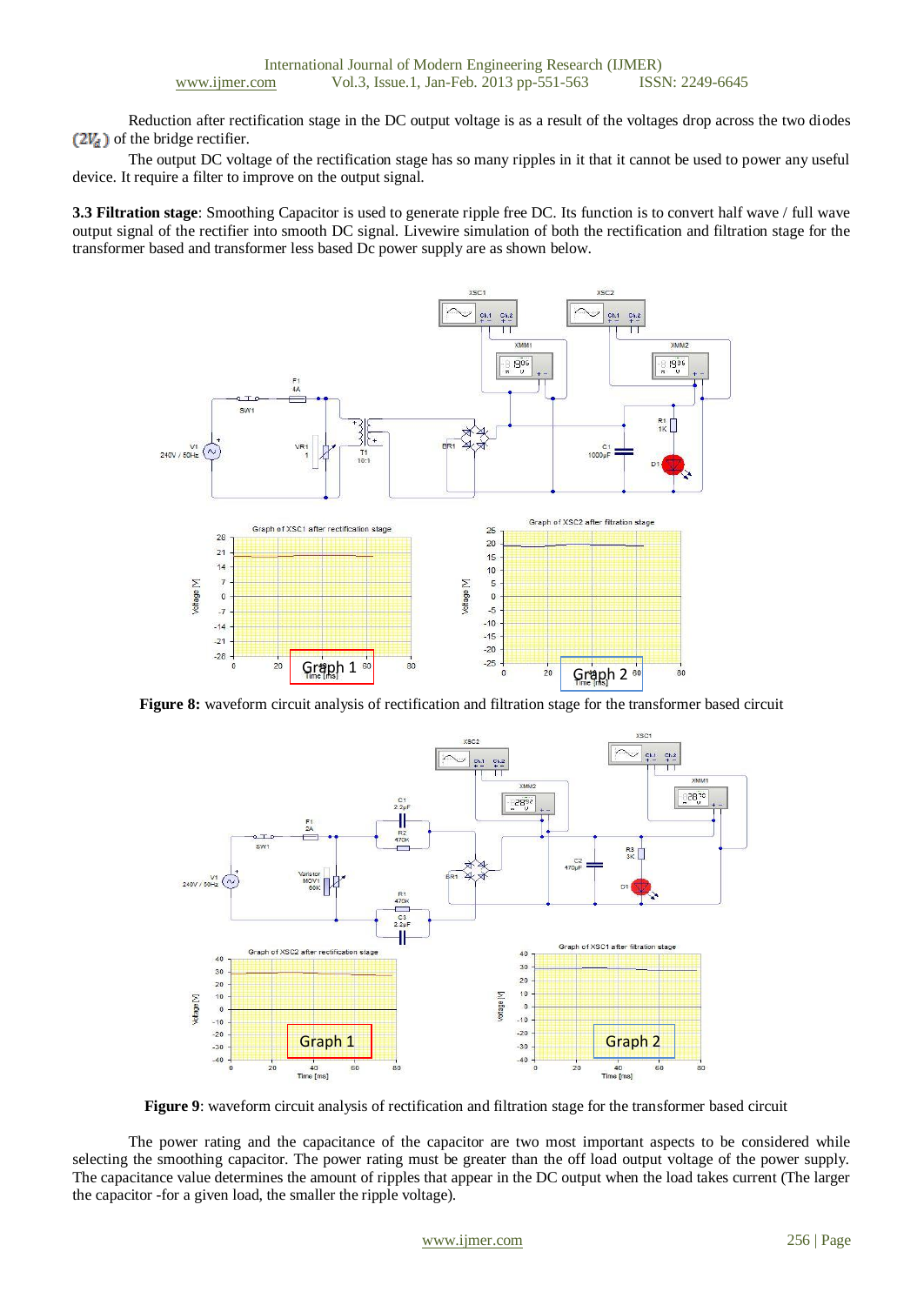Reduction after rectification stage in the DC output voltage is as a result of the voltages drop across the two diodes $(2V_d)$ of the bridge rectifier.

The output DC voltage of the rectification stage has so many ripples in it that it cannot be used to power any useful device. It require a filter to improve on the output signal.

**3.3 Filtration stage**: Smoothing Capacitor is used to generate ripple free DC. Its function is to convert half wave / full wave output signal of the rectifier into smooth DC signal. Livewire simulation of both the rectification and filtration stage for the transformer based and transformer less based Dc power supply are as shown below.

**Figure 8:** waveform circuit analysis of rectification and filtration stage for the transformer based circuit

**Figure 9**: waveform circuit analysis of rectification and filtration stage for the transformer based circuit

The power rating and the capacitance of the capacitor are two most important aspects to be considered while selecting the smoothing capacitor. The power rating must be greater than the off load output voltage of the power supply. The capacitance value determines the amount of ripples that appear in the DC output when the load takes current (The larger the capacitor -for a given load, the smaller the ripple voltage).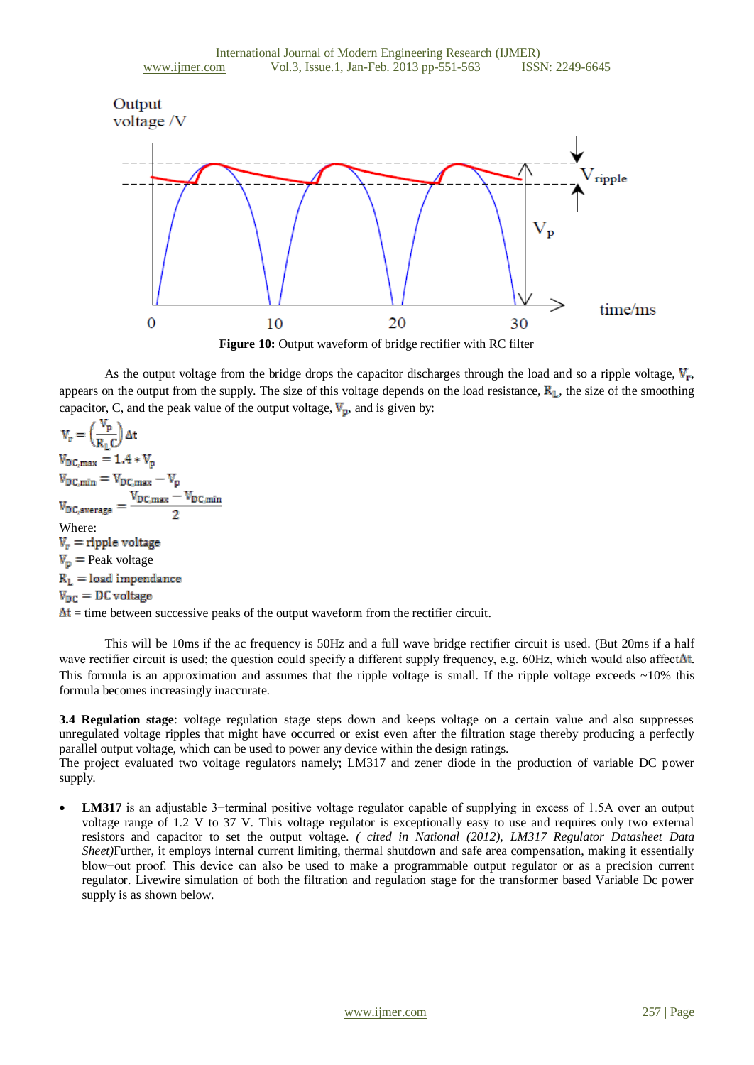Figure 10: **Figure 10:** Output waveform of bridge rectifier with RC filter

As the output voltage from the bridge drops the capacitor discharges through the load and so a ripple voltage, $V_r$, appears on the output from the supply. The size of this voltage depends on the load resistance, $R_L$, the size of the smoothing capacitor, C, and the peak value of the output voltage, $V_p$, and is given by:

$$V_r = \left(\frac{V_p}{R_L C}\right) \Delta t$$

$$V_{DC,max} = 1.4 * V_p$$

$$V_{DC,min} = V_{DC,max} - V_p$$

$$V_{DC,average} = \frac{V_{DC,max} - V_{DC,min}}{2}$$

Where:

$V_r$ = ripple voltage

$V_p$ = Peak voltage

$R_L$ = load impendance

$V_{DC}$ = DC voltage

$\Delta t$ = time between successive peaks of the output waveform from the rectifier circuit.

This will be 10ms if the ac frequency is 50Hz and a full wave bridge rectifier circuit is used. (But 20ms if a half wave rectifier circuit is used; the question could specify a different supply frequency, e.g. 60Hz, which would also affect $\Delta t$. This formula is an approximation and assumes that the ripple voltage is small. If the ripple voltage exceeds ~10% this formula becomes increasingly inaccurate.

**3.4 Regulation stage**: voltage regulation stage steps down and keeps voltage on a certain value and also suppresses unregulated voltage ripples that might have occurred or exist even after the filtration stage thereby producing a perfectly parallel output voltage, which can be used to power any device within the design ratings.

The project evaluated two voltage regulators namely; LM317 and zener diode in the production of variable DC power supply.

- **LM317** is an adjustable 3−terminal positive voltage regulator capable of supplying in excess of 1.5A over an output voltage range of 1.2 V to 37 V. This voltage regulator is exceptionally easy to use and requires only two external resistors and capacitor to set the output voltage. *( cited in National (2012), LM317 Regulator Datasheet Data Sheet)*Further, it employs internal current limiting, thermal shutdown and safe area compensation, making it essentially blow−out proof. This device can also be used to make a programmable output regulator or as a precision current regulator. Livewire simulation of both the filtration and regulation stage for the transformer based Variable Dc power supply is as shown below.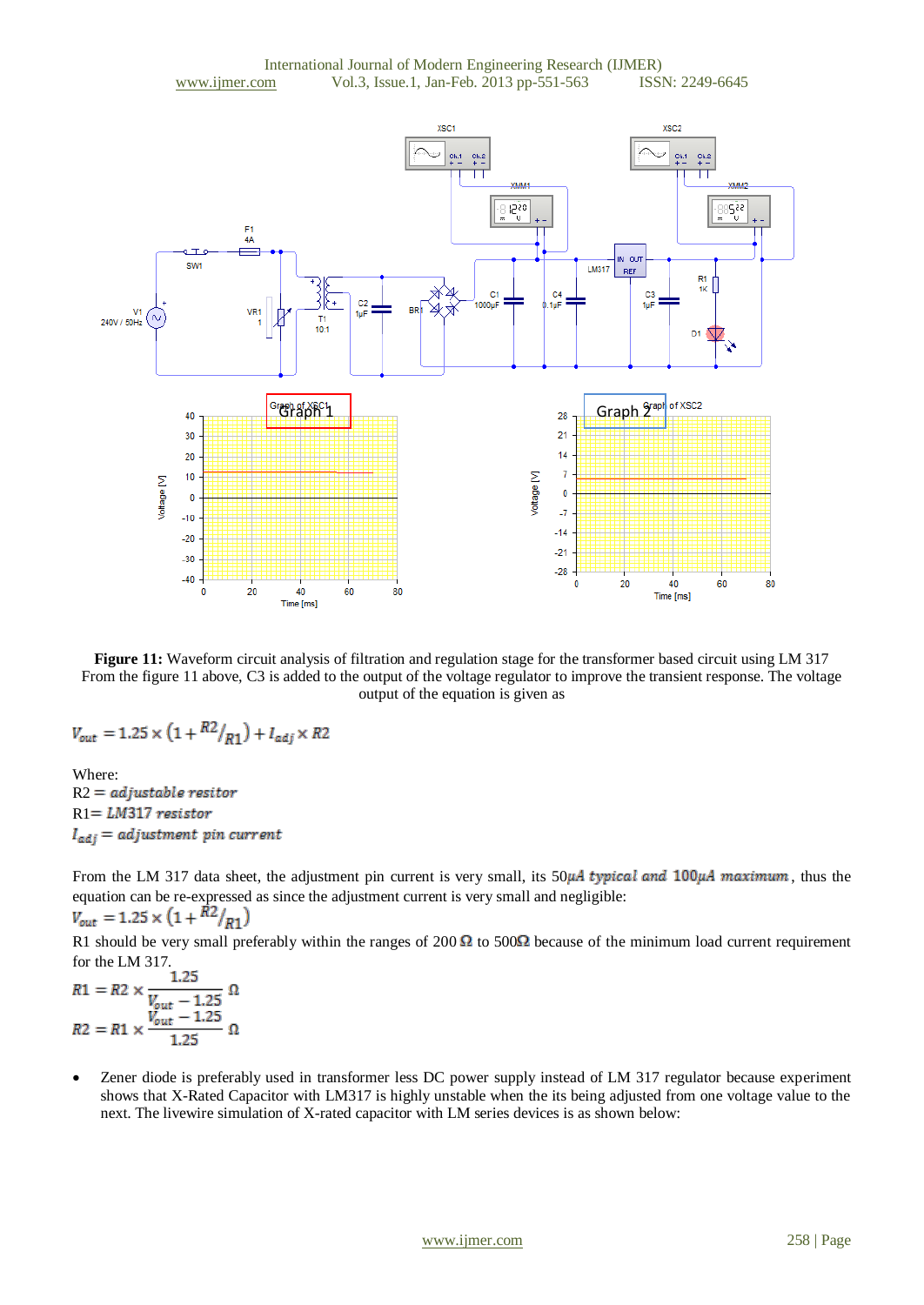**Figure 11:** Waveform circuit analysis of filtration and regulation stage for the transformer based circuit using LM 317

From the figure 11 above, C3 is added to the output of the voltage regulator to improve the transient response. The voltage output of the equation is given as

$$V_{out} = 1.25 \times \left(1 + {}^{R2}/_{R1}\right) + I_{adj} \times R2$$

Where:

R2 = *adjustable resitor*

R1= *LM317 resistor*

$I_{adj}$ = *adjustment pin current*

From the LM 317 data sheet, the adjustment pin current is very small, its 50$\mu A$ *typical and* 100$\mu A$ *maximum*, thus the equation can be re-expressed as since the adjustment current is very small and negligible:

$$V_{out} = 1.25 \times \left(1 + {}^{R2}/_{R1}\right)$$

R1 should be very small preferably within the ranges of 200 Ω to 500Ω because of the minimum load current requirement for the LM 317.

$$R1 = R2 \times \frac{1.25}{V_{out} - 1.25}\ \Omega$$

$$R2 = R1 \times \frac{V_{out} - 1.25}{1.25}\ \Omega$$

- Zener diode is preferably used in transformer less DC power supply instead of LM 317 regulator because experiment shows that X-Rated Capacitor with LM317 is highly unstable when the its being adjusted from one voltage value to the next. The livewire simulation of X-rated capacitor with LM series devices is as shown below: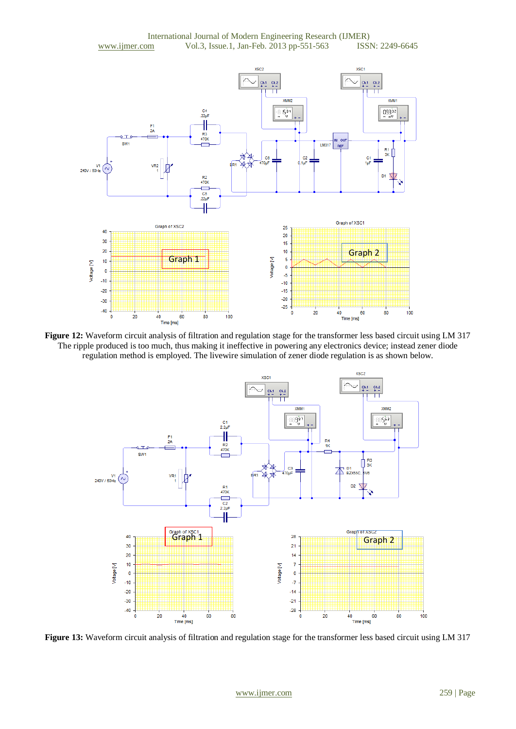**Figure 12:** Waveform circuit analysis of filtration and regulation stage for the transformer less based circuit using LM 317

The ripple produced is too much, thus making it ineffective in powering any electronics device; instead zener diode regulation method is employed. The livewire simulation of zener diode regulation is as shown below.

**Figure 13:** Waveform circuit analysis of filtration and regulation stage for the transformer less based circuit using LM 317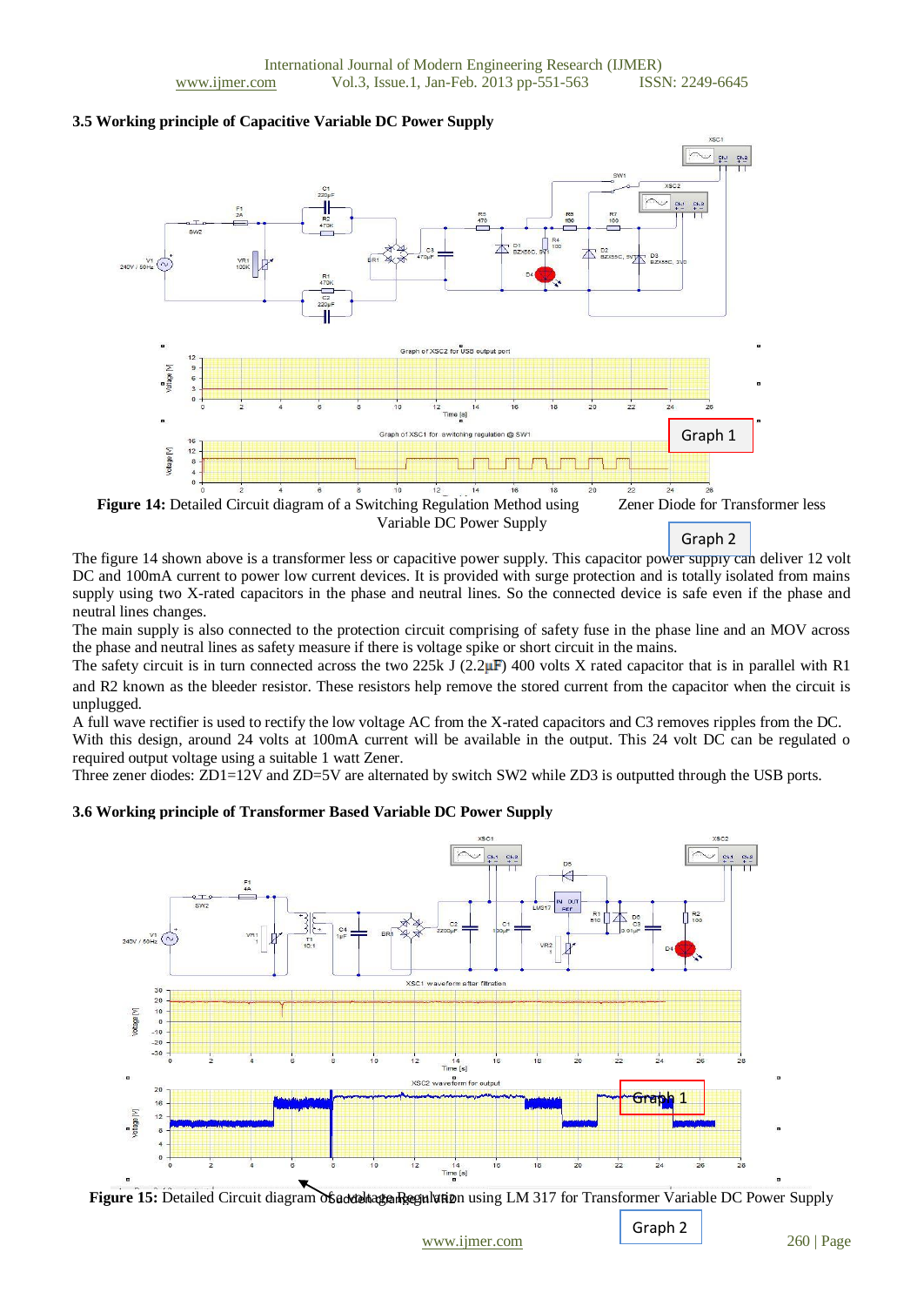### 3.5 Working principle of Capacitive Variable DC Power Supply

**Figure 14:** Detailed Circuit diagram of a Switching Regulation Method using Zener Diode for Transformer less Variable DC Power Supply

The figure 14 shown above is a transformer less or capacitive power supply. This capacitor power supply can deliver 12 volt DC and 100mA current to power low current devices. It is provided with surge protection and is totally isolated from mains supply using two X-rated capacitors in the phase and neutral lines. So the connected device is safe even if the phase and neutral lines changes.

The main supply is also connected to the protection circuit comprising of safety fuse in the phase line and an MOV across the phase and neutral lines as safety measure if there is voltage spike or short circuit in the mains.

The safety circuit is in turn connected across the two 225k J (2.2µF) 400 volts X rated capacitor that is in parallel with R1 and R2 known as the bleeder resistor. These resistors help remove the stored current from the capacitor when the circuit is unplugged.

A full wave rectifier is used to rectify the low voltage AC from the X-rated capacitors and C3 removes ripples from the DC. With this design, around 24 volts at 100mA current will be available in the output. This 24 volt DC can be regulated o required output voltage using a suitable 1 watt Zener.

Three zener diodes: ZD1=12V and ZD=5V are alternated by switch SW2 while ZD3 is outputted through the USB ports.

### 3.6 Working principle of Transformer Based Variable DC Power Supply

**Figure 15:** Detailed Circuit diagram of a voltage Regulation using LM 317 for Transformer Variable DC Power Supply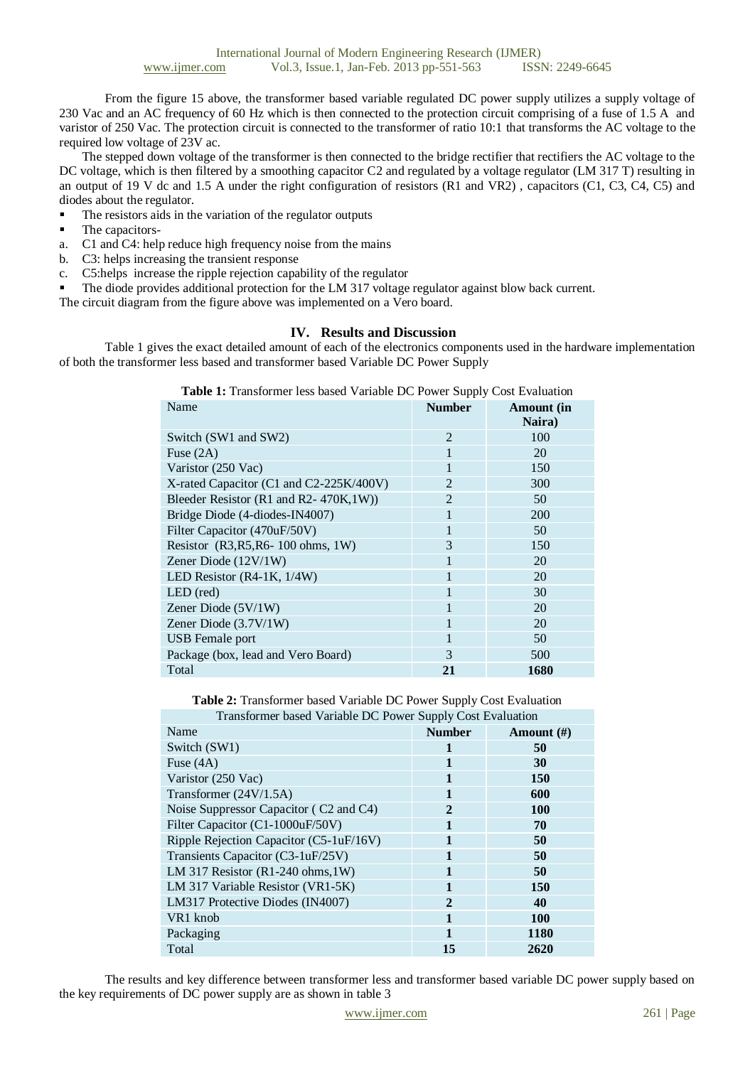From the figure 15 above, the transformer based variable regulated DC power supply utilizes a supply voltage of 230 Vac and an AC frequency of 60 Hz which is then connected to the protection circuit comprising of a fuse of 1.5 A and varistor of 250 Vac. The protection circuit is connected to the transformer of ratio 10:1 that transforms the AC voltage to the required low voltage of 23V ac.

The stepped down voltage of the transformer is then connected to the bridge rectifier that rectifiers the AC voltage to the DC voltage, which is then filtered by a smoothing capacitor C2 and regulated by a voltage regulator (LM 317 T) resulting in an output of 19 V dc and 1.5 A under the right configuration of resistors (R1 and VR2) , capacitors (C1, C3, C4, C5) and diodes about the regulator.

- The resistors aids in the variation of the regulator outputs
- The capacitors-

a. C1 and C4: help reduce high frequency noise from the mains
b. C3: helps increasing the transient response
c. C5:helps increase the ripple rejection capability of the regulator

- The diode provides additional protection for the LM 317 voltage regulator against blow back current.

The circuit diagram from the figure above was implemented on a Vero board.

## IV. Results and Discussion

Table 1 gives the exact detailed amount of each of the electronics components used in the hardware implementation of both the transformer less based and transformer based Variable DC Power Supply

**Table 1:** Transformer less based Variable DC Power Supply Cost Evaluation

| Name | Number | Amount (in Naira) |
|---|---|---|
| Switch (SW1 and SW2) | 2 | 100 |
| Fuse (2A) | 1 | 20 |
| Varistor (250 Vac) | 1 | 150 |
| X-rated Capacitor (C1 and C2-225K/400V) | 2 | 300 |
| Bleeder Resistor (R1 and R2- 470K,1W)) | 2 | 50 |
| Bridge Diode (4-diodes-IN4007) | 1 | 200 |
| Filter Capacitor (470uF/50V) | 1 | 50 |
| Resistor (R3,R5,R6- 100 ohms, 1W) | 3 | 150 |
| Zener Diode (12V/1W) | 1 | 20 |
| LED Resistor (R4-1K, 1/4W) | 1 | 20 |
| LED (red) | 1 | 30 |
| Zener Diode (5V/1W) | 1 | 20 |
| Zener Diode (3.7V/1W) | 1 | 20 |
| USB Female port | 1 | 50 |
| Package (box, lead and Vero Board) | 3 | 500 |
| Total | **21** | **1680** |

**Table 2:** Transformer based Variable DC Power Supply Cost Evaluation

| Transformer based Variable DC Power Supply Cost Evaluation | | |
|---|---|---|
| Name | **Number** | **Amount (#)** |
| Switch (SW1) | **1** | **50** |
| Fuse (4A) | **1** | **30** |
| Varistor (250 Vac) | **1** | **150** |
| Transformer (24V/1.5A) | **1** | **600** |
| Noise Suppressor Capacitor ( C2 and C4) | **2** | **100** |
| Filter Capacitor (C1-1000uF/50V) | **1** | **70** |
| Ripple Rejection Capacitor (C5-1uF/16V) | **1** | **50** |
| Transients Capacitor (C3-1uF/25V) | **1** | **50** |
| LM 317 Resistor (R1-240 ohms,1W) | **1** | **50** |
| LM 317 Variable Resistor (VR1-5K) | **1** | **150** |
| LM317 Protective Diodes (IN4007) | **2** | **40** |
| VR1 knob | **1** | **100** |
| Packaging | **1** | **1180** |
| Total | **15** | **2620** |

The results and key difference between transformer less and transformer based variable DC power supply based on the key requirements of DC power supply are as shown in table 3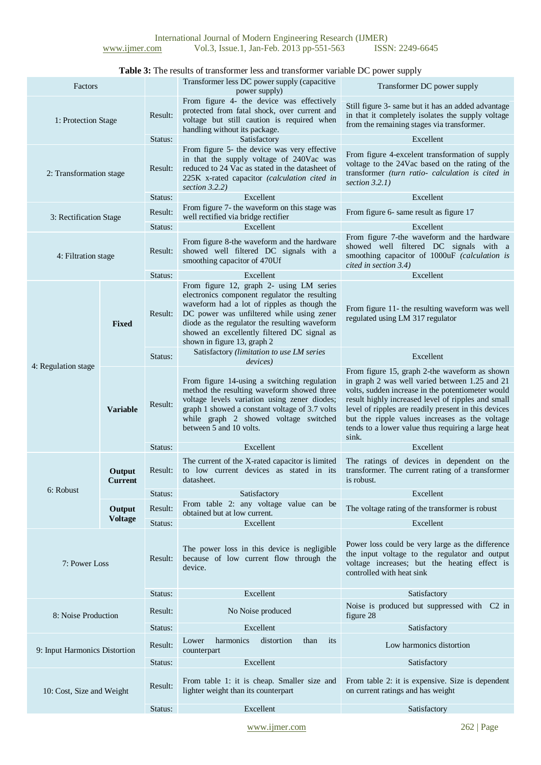**Table 3:** The results of transformer less and transformer variable DC power supply

| Factors | | | Transformer less DC power supply (capacitive power supply) | Transformer DC power supply |
|---|---|---|---|---|
| 1: Protection Stage | | Result: | From figure 4- the device was effectively protected from fatal shock, over current and voltage but still caution is required when handling without its package. | Still figure 3- same but it has an added advantage in that it completely isolates the supply voltage from the remaining stages via transformer. |
| | | Status: | Satisfactory | Excellent |
| 2: Transformation stage | | Result: | From figure 5- the device was very effective in that the supply voltage of 240Vac was reduced to 24 Vac as stated in the datasheet of 225K x-rated capacitor *(calculation cited in section 3.2.2)* | From figure 4-excelent transformation of supply voltage to the 24Vac based on the rating of the transformer *(turn ratio- calculation is cited in section 3.2.1)* |
| | | Status: | Excellent | Excellent |
| 3: Rectification Stage | | Result: | From figure 7- the waveform on this stage was well rectified via bridge rectifier | From figure 6- same result as figure 17 |
| | | Status: | Excellent | Excellent |
| 4: Filtration stage | | Result: | From figure 8-the waveform and the hardware showed well filtered DC signals with a smoothing capacitor of 470Uf | From figure 7-the waveform and the hardware showed well filtered DC signals with a smoothing capacitor of 1000uF *(calculation is cited in section 3.4)* |
| | | Status: | Excellent | Excellent |
| 4: Regulation stage | **Fixed** | Result: | From figure 12, graph 2- using LM series electronics component regulator the resulting waveform had a lot of ripples as though the DC power was unfiltered while using zener diode as the regulator the resulting waveform showed an excellently filtered DC signal as shown in figure 13, graph 2 | From figure 11- the resulting waveform was well regulated using LM 317 regulator |
| | | Status: | Satisfactory *(limitation to use LM series devices)* | Excellent |
| | **Variable** | Result: | From figure 14-using a switching regulation method the resulting waveform showed three voltage levels variation using zener diodes; graph 1 showed a constant voltage of 3.7 volts while graph 2 showed voltage switched between 5 and 10 volts. | From figure 15, graph 2-the waveform as shown in graph 2 was well varied between 1.25 and 21 volts, sudden increase in the potentiometer would result highly increased level of ripples and small level of ripples are readily present in this devices but the ripple values increases as the voltage tends to a lower value thus requiring a large heat sink. |
| | | Status: | Excellent | Excellent |
| 6: Robust | **Output Current** | Result: | The current of the X-rated capacitor is limited to low current devices as stated in its datasheet. | The ratings of devices in dependent on the transformer. The current rating of a transformer is robust. |
| | | Status: | Satisfactory | Excellent |
| | **Output Voltage** | Result: | From table 2: any voltage value can be obtained but at low current. | The voltage rating of the transformer is robust |
| | | Status: | Excellent | Excellent |
| 7: Power Loss | | Result: | The power loss in this device is negligible because of low current flow through the device. | Power loss could be very large as the difference the input voltage to the regulator and output voltage increases; but the heating effect is controlled with heat sink |
| | | Status: | Excellent | Satisfactory |
| 8: Noise Production | | Result: | No Noise produced | Noise is produced but suppressed with C2 in figure 28 |
| | | Status: | Excellent | Satisfactory |
| 9: Input Harmonics Distortion | | Result: | Lower harmonics distortion than its counterpart | Low harmonics distortion |
| | | Status: | Excellent | Satisfactory |
| 10: Cost, Size and Weight | | Result: | From table 1: it is cheap. Smaller size and lighter weight than its counterpart | From table 2: it is expensive. Size is dependent on current ratings and has weight |
| | | Status: | Excellent | Satisfactory |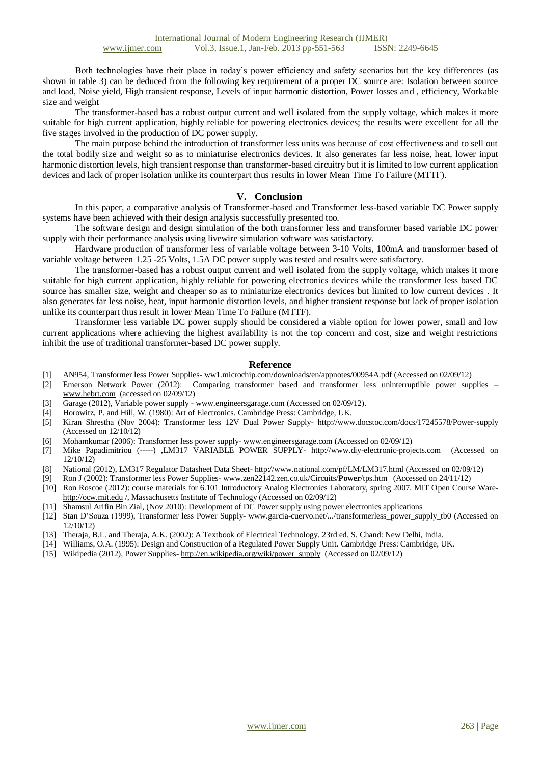Both technologies have their place in today's power efficiency and safety scenarios but the key differences (as shown in table 3) can be deduced from the following key requirement of a proper DC source are: Isolation between source and load, Noise yield, High transient response, Levels of input harmonic distortion, Power losses and , efficiency, Workable size and weight

The transformer-based has a robust output current and well isolated from the supply voltage, which makes it more suitable for high current application, highly reliable for powering electronics devices; the results were excellent for all the five stages involved in the production of DC power supply.

The main purpose behind the introduction of transformer less units was because of cost effectiveness and to sell out the total bodily size and weight so as to miniaturise electronics devices. It also generates far less noise, heat, lower input harmonic distortion levels, high transient response than transformer-based circuitry but it is limited to low current application devices and lack of proper isolation unlike its counterpart thus results in lower Mean Time To Failure (MTTF).

## V. Conclusion

In this paper, a comparative analysis of Transformer-based and Transformer less-based variable DC Power supply systems have been achieved with their design analysis successfully presented too.

The software design and design simulation of the both transformer less and transformer based variable DC power supply with their performance analysis using livewire simulation software was satisfactory.

Hardware production of transformer less of variable voltage between 3-10 Volts, 100mA and transformer based of variable voltage between 1.25 -25 Volts, 1.5A DC power supply was tested and results were satisfactory.

The transformer-based has a robust output current and well isolated from the supply voltage, which makes it more suitable for high current application, highly reliable for powering electronics devices while the transformer less based DC source has smaller size, weight and cheaper so as to miniaturize electronics devices but limited to low current devices . It also generates far less noise, heat, input harmonic distortion levels, and higher transient response but lack of proper isolation unlike its counterpart thus result in lower Mean Time To Failure (MTTF).

Transformer less variable DC power supply should be considered a viable option for lower power, small and low current applications where achieving the highest availability is not the top concern and cost, size and weight restrictions inhibit the use of traditional transformer-based DC power supply.

## Reference

[1] AN954, Transformer less Power Supplies- ww1.microchip.com/downloads/en/appnotes/00954A.pdf (Accessed on 02/09/12)

[2] Emerson Network Power (2012): Comparing transformer based and transformer less uninterruptible power supplies – www.hebrt.com (accessed on 02/09/12)

[3] Garage (2012), Variable power supply - www.engineersgarage.com (Accessed on 02/09/12).

[4] Horowitz, P. and Hill, W. (1980): Art of Electronics. Cambridge Press: Cambridge, UK.

[5] Kiran Shrestha (Nov 2004): Transformer less 12V Dual Power Supply- http://www.docstoc.com/docs/17245578/Power-supply (Accessed on 12/10/12)

[6] Mohamkumar (2006): Transformer less power supply- www.engineersgarage.com (Accessed on 02/09/12)

[7] Mike Papadimitriou (-----) ,LM317 VARIABLE POWER SUPPLY- http://www.diy-electronic-projects.com (Accessed on 12/10/12)

[8] National (2012), LM317 Regulator Datasheet Data Sheet- http://www.national.com/pf/LM/LM317.html (Accessed on 02/09/12)

[9] Ron J (2002): Transformer less Power Supplies- www.zen22142.zen.co.uk/Circuits/**Power**/tps.htm (Accessed on 24/11/12)

[10] Ron Roscoe (2012): course materials for 6.101 Introductory Analog Electronics Laboratory, spring 2007. MIT Open Course Ware- http://ocw.mit.edu /, Massachusetts Institute of Technology (Accessed on 02/09/12)

[11] Shamsul Arifin Bin Zial, (Nov 2010): Development of DC Power supply using power electronics applications

[12] Stan D'Souza (1999), Transformer less Power Supply- www.garcia-cuervo.net/.../transformerless_power_supply_tb0 (Accessed on 12/10/12)

[13] Theraja, B.L. and Theraja, A.K. (2002): A Textbook of Electrical Technology. 23rd ed. S. Chand: New Delhi, India.

[14] Williams, O.A. (1995): Design and Construction of a Regulated Power Supply Unit. Cambridge Press: Cambridge, UK.

[15] Wikipedia (2012), Power Supplies- http://en.wikipedia.org/wiki/power_supply (Accessed on 02/09/12)